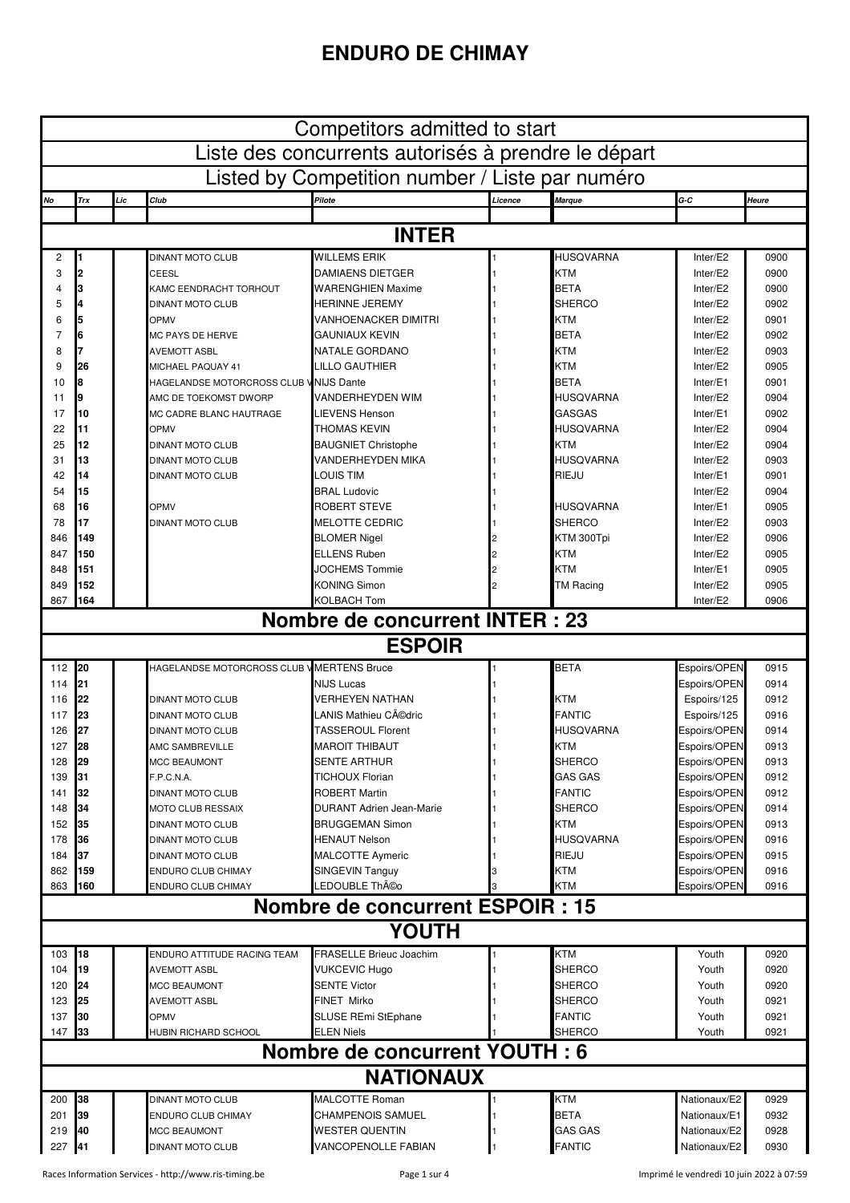# ENDURO DE CHIMAY

## Competitors admitted to start

## Liste des concurrents autorisés à prendre le départ

## Listed by Competition number / Liste par numéro

| No | Trx | Lic | Club | Pilote | Licence | Marque | G-C | Heure |
|---|---|---|---|---|---|---|---|---|
| | | | | **INTER** | | | | |
| 2 | **1** | | DINANT MOTO CLUB | WILLEMS ERIK | 1 | HUSQVARNA | Inter/E2 | 0900 |
| 3 | **2** | | CEESL | DAMIAENS DIETGER | 1 | KTM | Inter/E2 | 0900 |
| 4 | **3** | | KAMC EENDRACHT TORHOUT | WARENGHIEN Maxime | 1 | BETA | Inter/E2 | 0900 |
| 5 | **4** | | DINANT MOTO CLUB | HERINNE JEREMY | 1 | SHERCO | Inter/E2 | 0902 |
| 6 | **5** | | OPMV | VANHOENACKER DIMITRI | 1 | KTM | Inter/E2 | 0901 |
| 7 | **6** | | MC PAYS DE HERVE | GAUNIAUX KEVIN | 1 | BETA | Inter/E2 | 0902 |
| 8 | **7** | | AVEMOTT ASBL | NATALE GORDANO | 1 | KTM | Inter/E2 | 0903 |
| 9 | **26** | | MICHAEL PAQUAY 41 | LILLO GAUTHIER | 1 | KTM | Inter/E2 | 0905 |
| 10 | **8** | | HAGELANDSE MOTORCROSS CLUB V | NIJS Dante | 1 | BETA | Inter/E1 | 0901 |
| 11 | **9** | | AMC DE TOEKOMST DWORP | VANDERHEYDEN WIM | 1 | HUSQVARNA | Inter/E2 | 0904 |
| 17 | **10** | | MC CADRE BLANC HAUTRAGE | LIEVENS Henson | 1 | GASGAS | Inter/E1 | 0902 |
| 22 | **11** | | OPMV | THOMAS KEVIN | 1 | HUSQVARNA | Inter/E2 | 0904 |
| 25 | **12** | | DINANT MOTO CLUB | BAUGNIET Christophe | 1 | KTM | Inter/E2 | 0904 |
| 31 | **13** | | DINANT MOTO CLUB | VANDERHEYDEN MIKA | 1 | HUSQVARNA | Inter/E2 | 0903 |
| 42 | **14** | | DINANT MOTO CLUB | LOUIS TIM | 1 | RIEJU | Inter/E1 | 0901 |
| 54 | **15** | | | BRAL Ludovic | 1 | | Inter/E2 | 0904 |
| 68 | **16** | | OPMV | ROBERT STEVE | 1 | HUSQVARNA | Inter/E1 | 0905 |
| 78 | **17** | | DINANT MOTO CLUB | MELOTTE CEDRIC | 1 | SHERCO | Inter/E2 | 0903 |
| 846 | **149** | | | BLOMER Nigel | 2 | KTM 300Tpi | Inter/E2 | 0906 |
| 847 | **150** | | | ELLENS Ruben | 2 | KTM | Inter/E2 | 0905 |
| 848 | **151** | | | JOCHEMS Tommie | 2 | KTM | Inter/E1 | 0905 |
| 849 | **152** | | | KONING Simon | 2 | TM Racing | Inter/E2 | 0905 |
| 867 | **164** | | | KOLBACH Tom | | | Inter/E2 | 0906 |
| | | | | **Nombre de concurrent INTER : 23** | | | | |
| | | | | **ESPOIR** | | | | |
| 112 | **20** | | HAGELANDSE MOTORCROSS CLUB V | MERTENS Bruce | 1 | BETA | Espoirs/OPEN | 0915 |
| 114 | **21** | | | NIJS Lucas | 1 | | Espoirs/OPEN | 0914 |
| 116 | **22** | | DINANT MOTO CLUB | VERHEYEN NATHAN | 1 | KTM | Espoirs/125 | 0912 |
| 117 | **23** | | DINANT MOTO CLUB | LANIS Mathieu CÃ©dric | 1 | FANTIC | Espoirs/125 | 0916 |
| 126 | **27** | | DINANT MOTO CLUB | TASSEROUL Florent | 1 | HUSQVARNA | Espoirs/OPEN | 0914 |
| 127 | **28** | | AMC SAMBREVILLE | MAROIT THIBAUT | 1 | KTM | Espoirs/OPEN | 0913 |
| 128 | **29** | | MCC BEAUMONT | SENTE ARTHUR | 1 | SHERCO | Espoirs/OPEN | 0913 |
| 139 | **31** | | F.P.C.N.A. | TICHOUX Florian | 1 | GAS GAS | Espoirs/OPEN | 0912 |
| 141 | **32** | | DINANT MOTO CLUB | ROBERT Martin | 1 | FANTIC | Espoirs/OPEN | 0912 |
| 148 | **34** | | MOTO CLUB RESSAIX | DURANT Adrien Jean-Marie | 1 | SHERCO | Espoirs/OPEN | 0914 |
| 152 | **35** | | DINANT MOTO CLUB | BRUGGEMAN Simon | 1 | KTM | Espoirs/OPEN | 0913 |
| 178 | **36** | | DINANT MOTO CLUB | HENAUT Nelson | 1 | HUSQVARNA | Espoirs/OPEN | 0916 |
| 184 | **37** | | DINANT MOTO CLUB | MALCOTTE Aymeric | 1 | RIEJU | Espoirs/OPEN | 0915 |
| 862 | **159** | | ENDURO CLUB CHIMAY | SINGEVIN Tanguy | 3 | KTM | Espoirs/OPEN | 0916 |
| 863 | **160** | | ENDURO CLUB CHIMAY | LEDOUBLE ThÃ©o | 3 | KTM | Espoirs/OPEN | 0916 |
| | | | | **Nombre de concurrent ESPOIR : 15** | | | | |
| | | | | **YOUTH** | | | | |
| 103 | **18** | | ENDURO ATTITUDE RACING TEAM | FRASELLE Brieuc Joachim | 1 | KTM | Youth | 0920 |
| 104 | **19** | | AVEMOTT ASBL | VUKCEVIC Hugo | 1 | SHERCO | Youth | 0920 |
| 120 | **24** | | MCC BEAUMONT | SENTE Victor | 1 | SHERCO | Youth | 0920 |
| 123 | **25** | | AVEMOTT ASBL | FINET Mirko | 1 | SHERCO | Youth | 0921 |
| 137 | **30** | | OPMV | SLUSE REmi StEphane | 1 | FANTIC | Youth | 0921 |
| 147 | **33** | | HUBIN RICHARD SCHOOL | ELEN Niels | 1 | SHERCO | Youth | 0921 |
| | | | | **Nombre de concurrent YOUTH : 6** | | | | |
| | | | | **NATIONAUX** | | | | |
| 200 | **38** | | DINANT MOTO CLUB | MALCOTTE Roman | 1 | KTM | Nationaux/E2 | 0929 |
| 201 | **39** | | ENDURO CLUB CHIMAY | CHAMPENOIS SAMUEL | 1 | BETA | Nationaux/E1 | 0932 |
| 219 | **40** | | MCC BEAUMONT | WESTER QUENTIN | 1 | GAS GAS | Nationaux/E2 | 0928 |
| 227 | **41** | | DINANT MOTO CLUB | VANCOPENOLLE FABIAN | 1 | FANTIC | Nationaux/E2 | 0930 |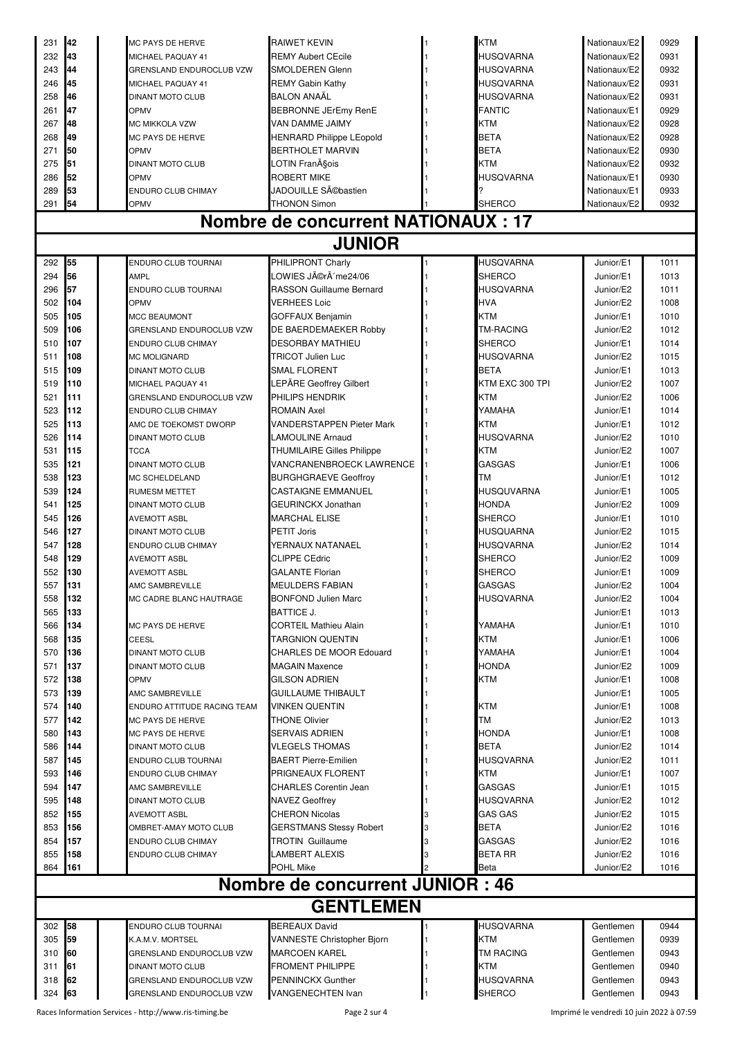| | | | | | | | | |
|---|---|---|---|---|---|---|---|---|
| 231 | 42 | | MC PAYS DE HERVE | RAIWET KEVIN | 1 | KTM | Nationaux/E2 | 0929 |
| 232 | 43 | | MICHAEL PAQUAY 41 | REMY Aubert CEcile | 1 | HUSQVARNA | Nationaux/E2 | 0931 |
| 243 | 44 | | GRENSLAND ENDUROCLUB VZW | SMOLDEREN Glenn | 1 | HUSQVARNA | Nationaux/E2 | 0932 |
| 246 | 45 | | MICHAEL PAQUAY 41 | REMY Gabin Kathy | 1 | HUSQVARNA | Nationaux/E2 | 0931 |
| 258 | 46 | | DINANT MOTO CLUB | BALON ANAÃL | 1 | HUSQVARNA | Nationaux/E2 | 0931 |
| 261 | 47 | | OPMV | BEBRONNE JErEmy RenE | 1 | FANTIC | Nationaux/E1 | 0929 |
| 267 | 48 | | MC MIKKOLA VZW | VAN DAMME JAIMY | 1 | KTM | Nationaux/E2 | 0928 |
| 268 | 49 | | MC PAYS DE HERVE | HENRARD Philippe LEopold | 1 | BETA | Nationaux/E2 | 0928 |
| 271 | 50 | | OPMV | BERTHOLET MARVIN | 1 | BETA | Nationaux/E2 | 0930 |
| 275 | 51 | | DINANT MOTO CLUB | LOTIN FranÃ§ois | 1 | KTM | Nationaux/E2 | 0932 |
| 286 | 52 | | OPMV | ROBERT MIKE | 1 | HUSQVARNA | Nationaux/E1 | 0930 |
| 289 | 53 | | ENDURO CLUB CHIMAY | JADOUILLE SÃ©bastien | 1 | ? | Nationaux/E1 | 0933 |
| 291 | 54 | | OPMV | THONON Simon | 1 | SHERCO | Nationaux/E2 | 0932 |

## Nombre de concurrent NATIONAUX : 17

## JUNIOR

| | | | | | | | | |
|---|---|---|---|---|---|---|---|---|
| 292 | 55 | | ENDURO CLUB TOURNAI | PHILIPRONT Charly | 1 | HUSQVARNA | Junior/E1 | 1011 |
| 294 | 56 | | AMPL | LOWIES JÃ©rÃ´me24/06 | 1 | SHERCO | Junior/E1 | 1013 |
| 296 | 57 | | ENDURO CLUB TOURNAI | RASSON Guillaume Bernard | 1 | HUSQVARNA | Junior/E2 | 1011 |
| 502 | 104 | | OPMV | VERHEES Loic | 1 | HVA | Junior/E2 | 1008 |
| 505 | 105 | | MCC BEAUMONT | GOFFAUX Benjamin | 1 | KTM | Junior/E1 | 1010 |
| 509 | 106 | | GRENSLAND ENDUROCLUB VZW | DE BAERDEMAEKER Robby | 1 | TM-RACING | Junior/E2 | 1012 |
| 510 | 107 | | ENDURO CLUB CHIMAY | DESORBAY MATHIEU | 1 | SHERCO | Junior/E1 | 1014 |
| 511 | 108 | | MC MOLIGNARD | TRICOT Julien Luc | 1 | HUSQVARNA | Junior/E2 | 1015 |
| 515 | 109 | | DINANT MOTO CLUB | SMAL FLORENT | 1 | BETA | Junior/E1 | 1013 |
| 519 | 110 | | MICHAEL PAQUAY 41 | LEPÃRE Geoffrey Gilbert | 1 | KTM EXC 300 TPI | Junior/E2 | 1007 |
| 521 | 111 | | GRENSLAND ENDUROCLUB VZW | PHILIPS HENDRIK | 1 | KTM | Junior/E2 | 1006 |
| 523 | 112 | | ENDURO CLUB CHIMAY | ROMAIN Axel | 1 | YAMAHA | Junior/E1 | 1014 |
| 525 | 113 | | AMC DE TOEKOMST DWORP | VANDERSTAPPEN Pieter Mark | 1 | KTM | Junior/E1 | 1012 |
| 526 | 114 | | DINANT MOTO CLUB | LAMOULINE Arnaud | 1 | HUSQVARNA | Junior/E2 | 1010 |
| 531 | 115 | | TCCA | THUMILAIRE Gilles Philippe | 1 | KTM | Junior/E2 | 1007 |
| 535 | 121 | | DINANT MOTO CLUB | VANCRANENBROECK LAWRENCE | 1 | GASGAS | Junior/E1 | 1006 |
| 538 | 123 | | MC SCHELDELAND | BURGHGRAEVE Geoffroy | 1 | TM | Junior/E1 | 1012 |
| 539 | 124 | | RUMESM METTET | CASTAIGNE EMMANUEL | 1 | HUSQUVARNA | Junior/E1 | 1005 |
| 541 | 125 | | DINANT MOTO CLUB | GEURINCKX Jonathan | 1 | HONDA | Junior/E2 | 1009 |
| 545 | 126 | | AVEMOTT ASBL | MARCHAL ELISE | 1 | SHERCO | Junior/E1 | 1010 |
| 546 | 127 | | DINANT MOTO CLUB | PETIT Joris | 1 | HUSQUARNA | Junior/E2 | 1015 |
| 547 | 128 | | ENDURO CLUB CHIMAY | YERNAUX NATANAEL | 1 | HUSQVARNA | Junior/E2 | 1014 |
| 548 | 129 | | AVEMOTT ASBL | CLIPPE CEdric | 1 | SHERCO | Junior/E2 | 1009 |
| 552 | 130 | | AVEMOTT ASBL | GALANTE Florian | 1 | SHERCO | Junior/E1 | 1009 |
| 557 | 131 | | AMC SAMBREVILLE | MEULDERS FABIAN | 1 | GASGAS | Junior/E2 | 1004 |
| 558 | 132 | | MC CADRE BLANC HAUTRAGE | BONFOND Julien Marc | 1 | HUSQVARNA | Junior/E2 | 1004 |
| 565 | 133 | | | BATTICE J. | 1 | | Junior/E1 | 1013 |
| 566 | 134 | | MC PAYS DE HERVE | CORTEIL Mathieu Alain | 1 | YAMAHA | Junior/E1 | 1010 |
| 568 | 135 | | CEESL | TARGNION QUENTIN | 1 | KTM | Junior/E1 | 1006 |
| 570 | 136 | | DINANT MOTO CLUB | CHARLES DE MOOR Edouard | 1 | YAMAHA | Junior/E1 | 1004 |
| 571 | 137 | | DINANT MOTO CLUB | MAGAIN Maxence | 1 | HONDA | Junior/E2 | 1009 |
| 572 | 138 | | OPMV | GILSON ADRIEN | 1 | KTM | Junior/E1 | 1008 |
| 573 | 139 | | AMC SAMBREVILLE | GUILLAUME THIBAULT | 1 | | Junior/E1 | 1005 |
| 574 | 140 | | ENDURO ATTITUDE RACING TEAM | VINKEN QUENTIN | 1 | KTM | Junior/E1 | 1008 |
| 577 | 142 | | MC PAYS DE HERVE | THONE Olivier | 1 | TM | Junior/E2 | 1013 |
| 580 | 143 | | MC PAYS DE HERVE | SERVAIS ADRIEN | 1 | HONDA | Junior/E1 | 1008 |
| 586 | 144 | | DINANT MOTO CLUB | VLEGELS THOMAS | 1 | BETA | Junior/E2 | 1014 |
| 587 | 145 | | ENDURO CLUB TOURNAI | BAERT Pierre-Emilien | 1 | HUSQVARNA | Junior/E2 | 1011 |
| 593 | 146 | | ENDURO CLUB CHIMAY | PRIGNEAUX FLORENT | 1 | KTM | Junior/E1 | 1007 |
| 594 | 147 | | AMC SAMBREVILLE | CHARLES Corentin Jean | 1 | GASGAS | Junior/E1 | 1015 |
| 595 | 148 | | DINANT MOTO CLUB | NAVEZ Geoffrey | 1 | HUSQVARNA | Junior/E2 | 1012 |
| 852 | 155 | | AVEMOTT ASBL | CHERON Nicolas | 3 | GAS GAS | Junior/E2 | 1015 |
| 853 | 156 | | OMBRET-AMAY MOTO CLUB | GERSTMANS Stessy Robert | 3 | BETA | Junior/E2 | 1016 |
| 854 | 157 | | ENDURO CLUB CHIMAY | TROTIN Guillaume | 3 | GASGAS | Junior/E2 | 1016 |
| 855 | 158 | | ENDURO CLUB CHIMAY | LAMBERT ALEXIS | 3 | BETA RR | Junior/E2 | 1016 |
| 864 | 161 | | | POHL Mike | 2 | Beta | Junior/E2 | 1016 |

## Nombre de concurrent JUNIOR : 46

## GENTLEMEN

| | | | | | | | | |
|---|---|---|---|---|---|---|---|---|
| 302 | 58 | | ENDURO CLUB TOURNAI | BEREAUX David | 1 | HUSQVARNA | Gentlemen | 0944 |
| 305 | 59 | | K.A.M.V. MORTSEL | VANNESTE Christopher Bjorn | 1 | KTM | Gentlemen | 0939 |
| 310 | 60 | | GRENSLAND ENDUROCLUB VZW | MARCOEN KAREL | 1 | TM RACING | Gentlemen | 0943 |
| 311 | 61 | | DINANT MOTO CLUB | FROMENT PHILIPPE | 1 | KTM | Gentlemen | 0940 |
| 318 | 62 | | GRENSLAND ENDUROCLUB VZW | PENNINCKX Gunther | 1 | HUSQVARNA | Gentlemen | 0943 |
| 324 | 63 | | GRENSLAND ENDUROCLUB VZW | VANGENECHTEN Ivan | 1 | SHERCO | Gentlemen | 0943 |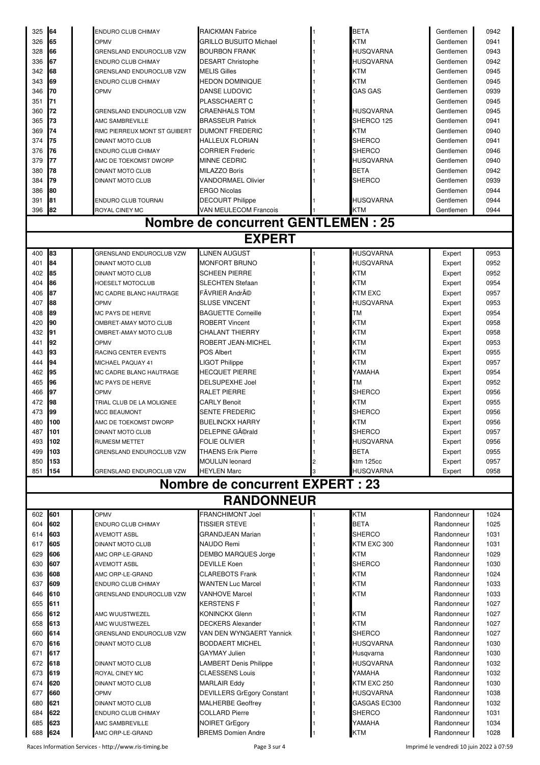| | | | | | | | | |
|---|---|---|---|---|---|---|---|---|
| 325 | 64 | | ENDURO CLUB CHIMAY | RAICKMAN Fabrice | 1 | BETA | Gentlemen | 0942 |
| 326 | 65 | | OPMV | GRILLO BUSUITO Michael | 1 | KTM | Gentlemen | 0941 |
| 328 | 66 | | GRENSLAND ENDUROCLUB VZW | BOURBON FRANK | 1 | HUSQVARNA | Gentlemen | 0943 |
| 336 | 67 | | ENDURO CLUB CHIMAY | DESART Christophe | 1 | HUSQVARNA | Gentlemen | 0942 |
| 342 | 68 | | GRENSLAND ENDUROCLUB VZW | MELIS Gilles | 1 | KTM | Gentlemen | 0945 |
| 343 | 69 | | ENDURO CLUB CHIMAY | HEDON DOMINIQUE | 1 | KTM | Gentlemen | 0945 |
| 346 | 70 | | OPMV | DANSE LUDOVIC | 1 | GAS GAS | Gentlemen | 0939 |
| 351 | 71 | | | PLASSCHAERT C | 1 | | Gentlemen | 0945 |
| 360 | 72 | | GRENSLAND ENDUROCLUB VZW | CRAENHALS TOM | 1 | HUSQVARNA | Gentlemen | 0945 |
| 365 | 73 | | AMC SAMBREVILLE | BRASSEUR Patrick | 1 | SHERCO 125 | Gentlemen | 0941 |
| 369 | 74 | | RMC PIERREUX MONT ST GUIBERT | DUMONT FREDERIC | 1 | KTM | Gentlemen | 0940 |
| 374 | 75 | | DINANT MOTO CLUB | HALLEUX FLORIAN | 1 | SHERCO | Gentlemen | 0941 |
| 376 | 76 | | ENDURO CLUB CHIMAY | CORRIER Frederic | 1 | SHERCO | Gentlemen | 0946 |
| 379 | 77 | | AMC DE TOEKOMST DWORP | MINNE CEDRIC | 1 | HUSQVARNA | Gentlemen | 0940 |
| 380 | 78 | | DINANT MOTO CLUB | MILAZZO Boris | 1 | BETA | Gentlemen | 0942 |
| 384 | 79 | | DINANT MOTO CLUB | VANDORMAEL Olivier | 1 | SHERCO | Gentlemen | 0939 |
| 386 | 80 | | | ERGO Nicolas | | | Gentlemen | 0944 |
| 391 | 81 | | ENDURO CLUB TOURNAI | DECOURT Philippe | 1 | HUSQVARNA | Gentlemen | 0944 |
| 396 | 82 | | ROYAL CINEY MC | VAN MEULECOM Francois | 1 | KTM | Gentlemen | 0944 |

## Nombre de concurrent GENTLEMEN : 25

## EXPERT

| | | | | | | | | |
|---|---|---|---|---|---|---|---|---|
| 400 | 83 | | GRENSLAND ENDUROCLUB VZW | LIJNEN AUGUST | 1 | HUSQVARNA | Expert | 0953 |
| 401 | 84 | | DINANT MOTO CLUB | MONFORT BRUNO | 1 | HUSQVARNA | Expert | 0952 |
| 402 | 85 | | DINANT MOTO CLUB | SCHEEN PIERRE | 1 | KTM | Expert | 0952 |
| 404 | 86 | | HOESELT MOTOCLUB | SLECHTEN Stefaan | 1 | KTM | Expert | 0954 |
| 406 | 87 | | MC CADRE BLANC HAUTRAGE | FÃVRIER AndrÃ© | 1 | KTM EXC | Expert | 0957 |
| 407 | 88 | | OPMV | SLUSE VINCENT | 1 | HUSQVARNA | Expert | 0953 |
| 408 | 89 | | MC PAYS DE HERVE | BAGUETTE Corneille | 1 | TM | Expert | 0954 |
| 420 | 90 | | OMBRET-AMAY MOTO CLUB | ROBERT Vincent | 1 | KTM | Expert | 0958 |
| 432 | 91 | | OMBRET-AMAY MOTO CLUB | CHALANT THIERRY | 1 | KTM | Expert | 0958 |
| 441 | 92 | | OPMV | ROBERT JEAN-MICHEL | 1 | KTM | Expert | 0953 |
| 443 | 93 | | RACING CENTER EVENTS | POS Albert | 1 | KTM | Expert | 0955 |
| 444 | 94 | | MICHAEL PAQUAY 41 | LIGOT Philippe | 1 | KTM | Expert | 0957 |
| 462 | 95 | | MC CADRE BLANC HAUTRAGE | HECQUET PIERRE | 1 | YAMAHA | Expert | 0954 |
| 465 | 96 | | MC PAYS DE HERVE | DELSUPEXHE Joel | 1 | TM | Expert | 0952 |
| 466 | 97 | | OPMV | RALET PIERRE | 1 | SHERCO | Expert | 0956 |
| 472 | 98 | | TRIAL CLUB DE LA MOLIGNEE | CARLY Benoit | 1 | KTM | Expert | 0955 |
| 473 | 99 | | MCC BEAUMONT | SENTE FREDERIC | 1 | SHERCO | Expert | 0956 |
| 480 | 100 | | AMC DE TOEKOMST DWORP | BUELINCKX HARRY | 1 | KTM | Expert | 0956 |
| 487 | 101 | | DINANT MOTO CLUB | DELEPINE GÃ©rald | 1 | SHERCO | Expert | 0957 |
| 493 | 102 | | RUMESM METTET | FOLIE OLIVIER | 1 | HUSQVARNA | Expert | 0956 |
| 499 | 103 | | GRENSLAND ENDUROCLUB VZW | THAENS Erik Pierre | 1 | BETA | Expert | 0955 |
| 850 | 153 | | | MOULIJN leonard | 2 | ktm 125cc | Expert | 0957 |
| 851 | 154 | | GRENSLAND ENDUROCLUB VZW | HEYLEN Marc | 3 | HUSQVARNA | Expert | 0958 |

## Nombre de concurrent EXPERT : 23

## RANDONNEUR

| | | | | | | | | |
|---|---|---|---|---|---|---|---|---|
| 602 | 601 | | OPMV | FRANCHIMONT Joel | 1 | KTM | Randonneur | 1024 |
| 604 | 602 | | ENDURO CLUB CHIMAY | TISSIER STEVE | 1 | BETA | Randonneur | 1025 |
| 614 | 603 | | AVEMOTT ASBL | GRANDJEAN Marian | 1 | SHERCO | Randonneur | 1031 |
| 617 | 605 | | DINANT MOTO CLUB | NAUDO Remi | 1 | KTM EXC 300 | Randonneur | 1031 |
| 629 | 606 | | AMC ORP-LE-GRAND | DEMBO MARQUES Jorge | 1 | KTM | Randonneur | 1029 |
| 630 | 607 | | AVEMOTT ASBL | DEVILLE Koen | 1 | SHERCO | Randonneur | 1030 |
| 636 | 608 | | AMC ORP-LE-GRAND | CLAREBOTS Frank | 1 | KTM | Randonneur | 1024 |
| 637 | 609 | | ENDURO CLUB CHIMAY | WANTEN Luc Marcel | 1 | KTM | Randonneur | 1033 |
| 646 | 610 | | GRENSLAND ENDUROCLUB VZW | VANHOVE Marcel | 1 | KTM | Randonneur | 1033 |
| 655 | 611 | | | KERSTENS F | 1 | | Randonneur | 1027 |
| 656 | 612 | | AMC WUUSTWEZEL | KONINCKX Glenn | 1 | KTM | Randonneur | 1027 |
| 658 | 613 | | AMC WUUSTWEZEL | DECKERS Alexander | 1 | KTM | Randonneur | 1027 |
| 660 | 614 | | GRENSLAND ENDUROCLUB VZW | VAN DEN WYNGAERT Yannick | 1 | SHERCO | Randonneur | 1027 |
| 670 | 616 | | DINANT MOTO CLUB | BODDAERT MICHEL | 1 | HUSQVARNA | Randonneur | 1030 |
| 671 | 617 | | | GAYMAY Julien | 1 | Husqvarna | Randonneur | 1030 |
| 672 | 618 | | DINANT MOTO CLUB | LAMBERT Denis Philippe | 1 | HUSQVARNA | Randonneur | 1032 |
| 673 | 619 | | ROYAL CINEY MC | CLAESSENS Louis | 1 | YAMAHA | Randonneur | 1032 |
| 674 | 620 | | DINANT MOTO CLUB | MARLAIR Eddy | 1 | KTM EXC 250 | Randonneur | 1030 |
| 677 | 660 | | OPMV | DEVILLERS GrEgory Constant | 1 | HUSQVARNA | Randonneur | 1038 |
| 680 | 621 | | DINANT MOTO CLUB | MALHERBE Geoffrey | 1 | GASGAS EC300 | Randonneur | 1032 |
| 684 | 622 | | ENDURO CLUB CHIMAY | COLLARD Pierre | 1 | SHERCO | Randonneur | 1031 |
| 685 | 623 | | AMC SAMBREVILLE | NOIRET GrEgory | 1 | YAMAHA | Randonneur | 1034 |
| 688 | 624 | | AMC ORP-LE-GRAND | BREMS Domien Andre | 1 | KTM | Randonneur | 1028 |

Races Information Services - http://www.ris-timing.be    Imprimé le vendredi 10 juin 2022 à 07:59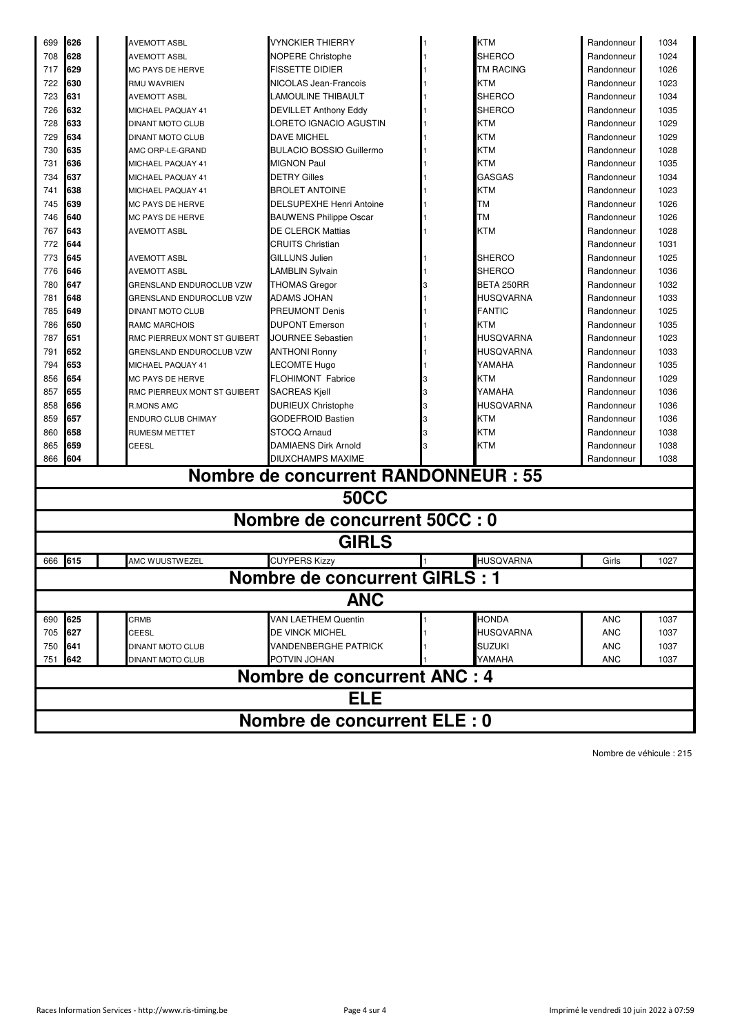| | | | | | | | | |
|---|---|---|---|---|---|---|---|---|
| 699 | 626 | | AVEMOTT ASBL | VYNCKIER THIERRY | 1 | KTM | Randonneur | 1034 |
| 708 | 628 | | AVEMOTT ASBL | NOPERE Christophe | 1 | SHERCO | Randonneur | 1024 |
| 717 | 629 | | MC PAYS DE HERVE | FISSETTE DIDIER | 1 | TM RACING | Randonneur | 1026 |
| 722 | 630 | | RMU WAVRIEN | NICOLAS Jean-Francois | 1 | KTM | Randonneur | 1023 |
| 723 | 631 | | AVEMOTT ASBL | LAMOULINE THIBAULT | 1 | SHERCO | Randonneur | 1034 |
| 726 | 632 | | MICHAEL PAQUAY 41 | DEVILLET Anthony Eddy | 1 | SHERCO | Randonneur | 1035 |
| 728 | 633 | | DINANT MOTO CLUB | LORETO IGNACIO AGUSTIN | 1 | KTM | Randonneur | 1029 |
| 729 | 634 | | DINANT MOTO CLUB | DAVE MICHEL | 1 | KTM | Randonneur | 1029 |
| 730 | 635 | | AMC ORP-LE-GRAND | BULACIO BOSSIO Guillermo | 1 | KTM | Randonneur | 1028 |
| 731 | 636 | | MICHAEL PAQUAY 41 | MIGNON Paul | 1 | KTM | Randonneur | 1035 |
| 734 | 637 | | MICHAEL PAQUAY 41 | DETRY Gilles | 1 | GASGAS | Randonneur | 1034 |
| 741 | 638 | | MICHAEL PAQUAY 41 | BROLET ANTOINE | 1 | KTM | Randonneur | 1023 |
| 745 | 639 | | MC PAYS DE HERVE | DELSUPEXHE Henri Antoine | 1 | TM | Randonneur | 1026 |
| 746 | 640 | | MC PAYS DE HERVE | BAUWENS Philippe Oscar | 1 | TM | Randonneur | 1026 |
| 767 | 643 | | AVEMOTT ASBL | DE CLERCK Mattias | 1 | KTM | Randonneur | 1028 |
| 772 | 644 | | | CRUITS Christian | | | Randonneur | 1031 |
| 773 | 645 | | AVEMOTT ASBL | GILLIJNS Julien | 1 | SHERCO | Randonneur | 1025 |
| 776 | 646 | | AVEMOTT ASBL | LAMBLIN Sylvain | 1 | SHERCO | Randonneur | 1036 |
| 780 | 647 | | GRENSLAND ENDUROCLUB VZW | THOMAS Gregor | 3 | BETA 250RR | Randonneur | 1032 |
| 781 | 648 | | GRENSLAND ENDUROCLUB VZW | ADAMS JOHAN | 1 | HUSQVARNA | Randonneur | 1033 |
| 785 | 649 | | DINANT MOTO CLUB | PREUMONT Denis | 1 | FANTIC | Randonneur | 1025 |
| 786 | 650 | | RAMC MARCHOIS | DUPONT Emerson | 1 | KTM | Randonneur | 1035 |
| 787 | 651 | | RMC PIERREUX MONT ST GUIBERT | JOURNEE Sebastien | 1 | HUSQVARNA | Randonneur | 1023 |
| 791 | 652 | | GRENSLAND ENDUROCLUB VZW | ANTHONI Ronny | 1 | HUSQVARNA | Randonneur | 1033 |
| 794 | 653 | | MICHAEL PAQUAY 41 | LECOMTE Hugo | 1 | YAMAHA | Randonneur | 1035 |
| 856 | 654 | | MC PAYS DE HERVE | FLOHIMONT Fabrice | 3 | KTM | Randonneur | 1029 |
| 857 | 655 | | RMC PIERREUX MONT ST GUIBERT | SACREAS Kjell | 3 | YAMAHA | Randonneur | 1036 |
| 858 | 656 | | R.MONS AMC | DURIEUX Christophe | 3 | HUSQVARNA | Randonneur | 1036 |
| 859 | 657 | | ENDURO CLUB CHIMAY | GODEFROID Bastien | 3 | KTM | Randonneur | 1036 |
| 860 | 658 | | RUMESM METTET | STOCQ Arnaud | 3 | KTM | Randonneur | 1038 |
| 865 | 659 | | CEESL | DAMIAENS Dirk Arnold | 3 | KTM | Randonneur | 1038 |
| 866 | 604 | | | DIUXCHAMPS MAXIME | | | Randonneur | 1038 |

**Nombre de concurrent RANDONNEUR : 55**

## 50CC

**Nombre de concurrent 50CC : 0**

## GIRLS

| | | | | | | | | |
|---|---|---|---|---|---|---|---|---|
| 666 | 615 | | AMC WUUSTWEZEL | CUYPERS Kizzy | 1 | HUSQVARNA | Girls | 1027 |

**Nombre de concurrent GIRLS : 1**

## ANC

| | | | | | | | | |
|---|---|---|---|---|---|---|---|---|
| 690 | 625 | | CRMB | VAN LAETHEM Quentin | 1 | HONDA | ANC | 1037 |
| 705 | 627 | | CEESL | DE VINCK MICHEL | 1 | HUSQVARNA | ANC | 1037 |
| 750 | 641 | | DINANT MOTO CLUB | VANDENBERGHE PATRICK | 1 | SUZUKI | ANC | 1037 |
| 751 | 642 | | DINANT MOTO CLUB | POTVIN JOHAN | 1 | YAMAHA | ANC | 1037 |

**Nombre de concurrent ANC : 4**

## ELE

**Nombre de concurrent ELE : 0**

Nombre de véhicule : 215